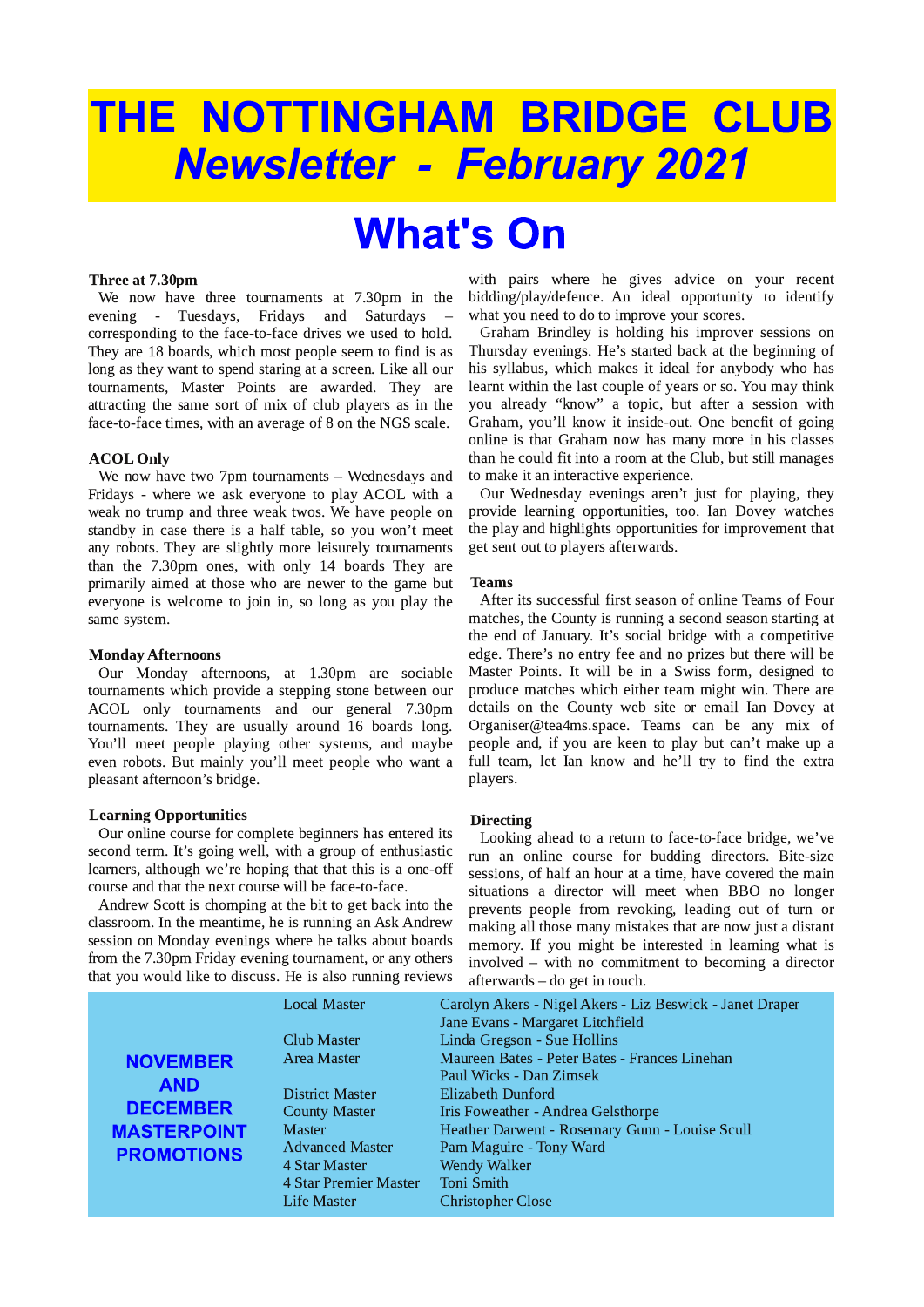# THE NOTTINGHAM BRIDGE CLUB

## *Newsletter - February 2021*

# What's On

**Three at 7.30pm**

We now have three tournaments at 7.30pm in the evening - Tuesdays, Fridays and Saturdays – corresponding to the face-to-face drives we used to hold. They are 18 boards, which most people seem to find is as long as they want to spend staring at a screen. Like all our tournaments, Master Points are awarded. They are attracting the same sort of mix of club players as in the face-to-face times, with an average of 8 on the NGS scale.

**ACOL Only**

We now have two 7pm tournaments – Wednesdays and Fridays - where we ask everyone to play ACOL with a weak no trump and three weak twos. We have people on standby in case there is a half table, so you won't meet any robots. They are slightly more leisurely tournaments than the 7.30pm ones, with only 14 boards They are primarily aimed at those who are newer to the game but everyone is welcome to join in, so long as you play the same system.

**Monday Afternoons**

Our Monday afternoons, at 1.30pm are sociable tournaments which provide a stepping stone between our ACOL only tournaments and our general 7.30pm tournaments. They are usually around 16 boards long. You'll meet people playing other systems, and maybe even robots. But mainly you'll meet people who want a pleasant afternoon's bridge.

**Learning Opportunities**

Our online course for complete beginners has entered its second term. It's going well, with a group of enthusiastic learners, although we're hoping that that this is a one-off course and that the next course will be face-to-face.

Andrew Scott is chomping at the bit to get back into the classroom. In the meantime, he is running an Ask Andrew session on Monday evenings where he talks about boards from the 7.30pm Friday evening tournament, or any others that you would like to discuss. He is also running reviews with pairs where he gives advice on your recent bidding/play/defence. An ideal opportunity to identify what you need to do to improve your scores.

Graham Brindley is holding his improver sessions on Thursday evenings. He's started back at the beginning of his syllabus, which makes it ideal for anybody who has learnt within the last couple of years or so. You may think you already "know" a topic, but after a session with Graham, you'll know it inside-out. One benefit of going online is that Graham now has many more in his classes than he could fit into a room at the Club, but still manages to make it an interactive experience.

Our Wednesday evenings aren't just for playing, they provide learning opportunities, too. Ian Dovey watches the play and highlights opportunities for improvement that get sent out to players afterwards.

**Teams**

After its successful first season of online Teams of Four matches, the County is running a second season starting at the end of January. It's social bridge with a competitive edge. There's no entry fee and no prizes but there will be Master Points. It will be in a Swiss form, designed to produce matches which either team might win. There are details on the County web site or email Ian Dovey at Organiser@tea4ms.space. Teams can be any mix of people and, if you are keen to play but can't make up a full team, let Ian know and he'll try to find the extra players.

**Directing**

Looking ahead to a return to face-to-face bridge, we've run an online course for budding directors. Bite-size sessions, of half an hour at a time, have covered the main situations a director will meet when BBO no longer prevents people from revoking, leading out of turn or making all those many mistakes that are now just a distant memory. If you might be interested in learning what is involved – with no commitment to becoming a director afterwards – do get in touch.

**NOVEMBER AND DECEMBER MASTERPOINT PROMOTIONS**

| Rank | Names |
|---|---|
| Local Master | Carolyn Akers - Nigel Akers - Liz Beswick - Janet Draper<br>Jane Evans - Margaret Litchfield |
| Club Master | Linda Gregson - Sue Hollins |
| Area Master | Maureen Bates - Peter Bates - Frances Linehan<br>Paul Wicks - Dan Zimsek |
| District Master | Elizabeth Dunford |
| County Master | Iris Foweather - Andrea Gelsthorpe |
| Master | Heather Darwent - Rosemary Gunn - Louise Scull |
| Advanced Master | Pam Maguire - Tony Ward |
| 4 Star Master | Wendy Walker |
| 4 Star Premier Master | Toni Smith |
| Life Master | Christopher Close |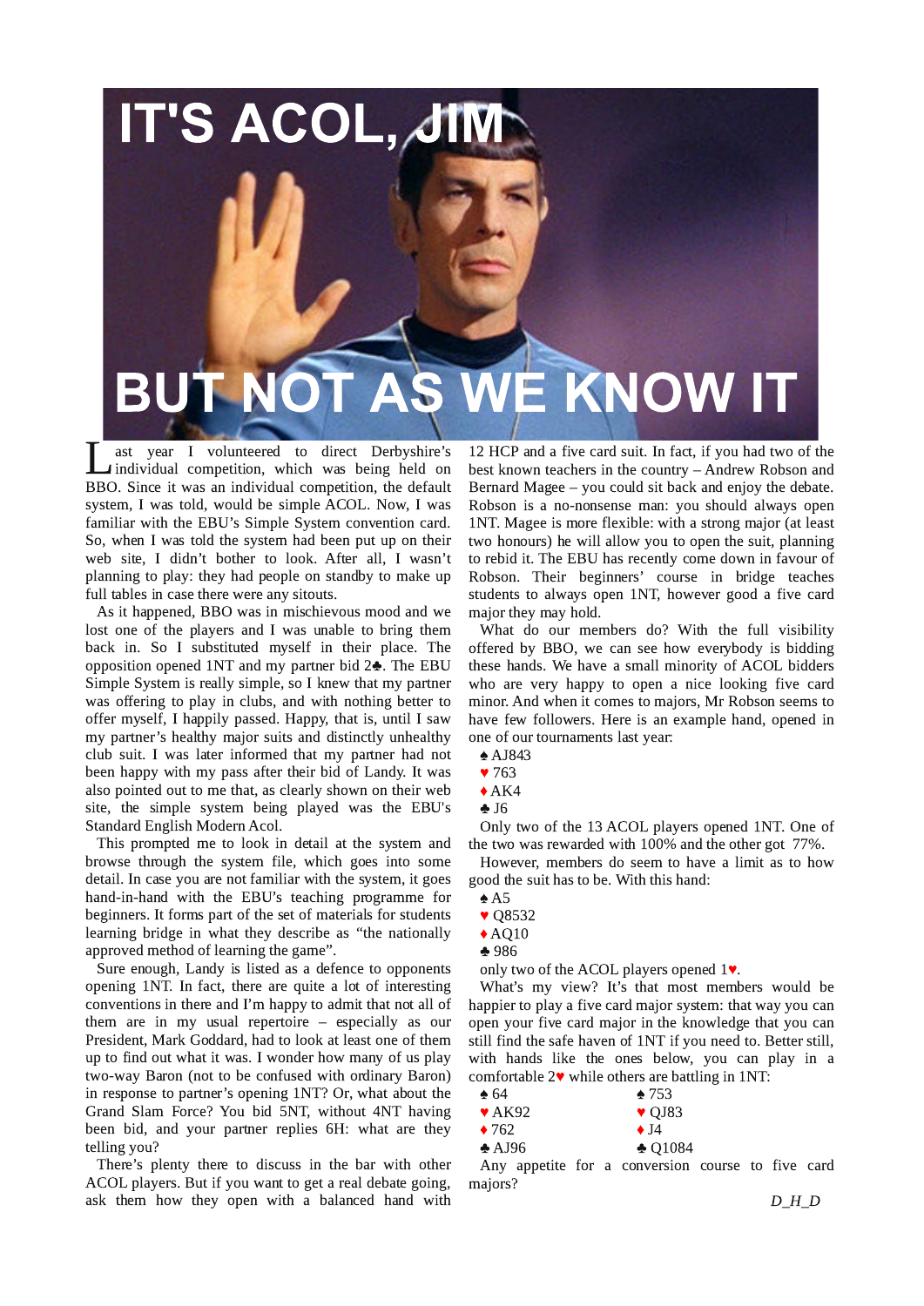# IT'S ACOL, JIM

# BUT NOT AS WE KNOW IT

Last year I volunteered to direct Derbyshire's individual competition, which was being held on BBO. Since it was an individual competition, the default system, I was told, would be simple ACOL. Now, I was familiar with the EBU's Simple System convention card. So, when I was told the system had been put up on their web site, I didn't bother to look. After all, I wasn't planning to play: they had people on standby to make up full tables in case there were any sitouts.

As it happened, BBO was in mischievous mood and we lost one of the players and I was unable to bring them back in. So I substituted myself in their place. The opposition opened 1NT and my partner bid 2♣. The EBU Simple System is really simple, so I knew that my partner was offering to play in clubs, and with nothing better to offer myself, I happily passed. Happy, that is, until I saw my partner's healthy major suits and distinctly unhealthy club suit. I was later informed that my partner had not been happy with my pass after their bid of Landy. It was also pointed out to me that, as clearly shown on their web site, the simple system being played was the EBU's Standard English Modern Acol.

This prompted me to look in detail at the system and browse through the system file, which goes into some detail. In case you are not familiar with the system, it goes hand-in-hand with the EBU's teaching programme for beginners. It forms part of the set of materials for students learning bridge in what they describe as "the nationally approved method of learning the game".

Sure enough, Landy is listed as a defence to opponents opening 1NT. In fact, there are quite a lot of interesting conventions in there and I'm happy to admit that not all of them are in my usual repertoire – especially as our President, Mark Goddard, had to look at least one of them up to find out what it was. I wonder how many of us play two-way Baron (not to be confused with ordinary Baron) in response to partner's opening 1NT? Or, what about the Grand Slam Force? You bid 5NT, without 4NT having been bid, and your partner replies 6H: what are they telling you?

There's plenty there to discuss in the bar with other ACOL players. But if you want to get a real debate going, ask them how they open with a balanced hand with 12 HCP and a five card suit. In fact, if you had two of the best known teachers in the country – Andrew Robson and Bernard Magee – you could sit back and enjoy the debate. Robson is a no-nonsense man: you should always open 1NT. Magee is more flexible: with a strong major (at least two honours) he will allow you to open the suit, planning to rebid it. The EBU has recently come down in favour of Robson. Their beginners' course in bridge teaches students to always open 1NT, however good a five card major they may hold.

What do our members do? With the full visibility offered by BBO, we can see how everybody is bidding these hands. We have a small minority of ACOL bidders who are very happy to open a nice looking five card minor. And when it comes to majors, Mr Robson seems to have few followers. Here is an example hand, opened in one of our tournaments last year:

♠ AJ843
♥ 763
♦ AK4
♣ J6

Only two of the 13 ACOL players opened 1NT. One of the two was rewarded with 100% and the other got 77%.

However, members do seem to have a limit as to how good the suit has to be. With this hand:

♠ A5
♥ Q8532
♦ AQ10
♣ 986

only two of the ACOL players opened 1♥.

What's my view? It's that most members would be happier to play a five card major system: that way you can open your five card major in the knowledge that you can still find the safe haven of 1NT if you need to. Better still, with hands like the ones below, you can play in a comfortable 2♥ while others are battling in 1NT:

| | |
|---|---|
| ♠ 64 | ♠ 753 |
| ♥ AK92 | ♥ QJ83 |
| ♦ 762 | ♦ J4 |
| ♣ AJ96 | ♣ Q1084 |

Any appetite for a conversion course to five card majors?

*D_H_D*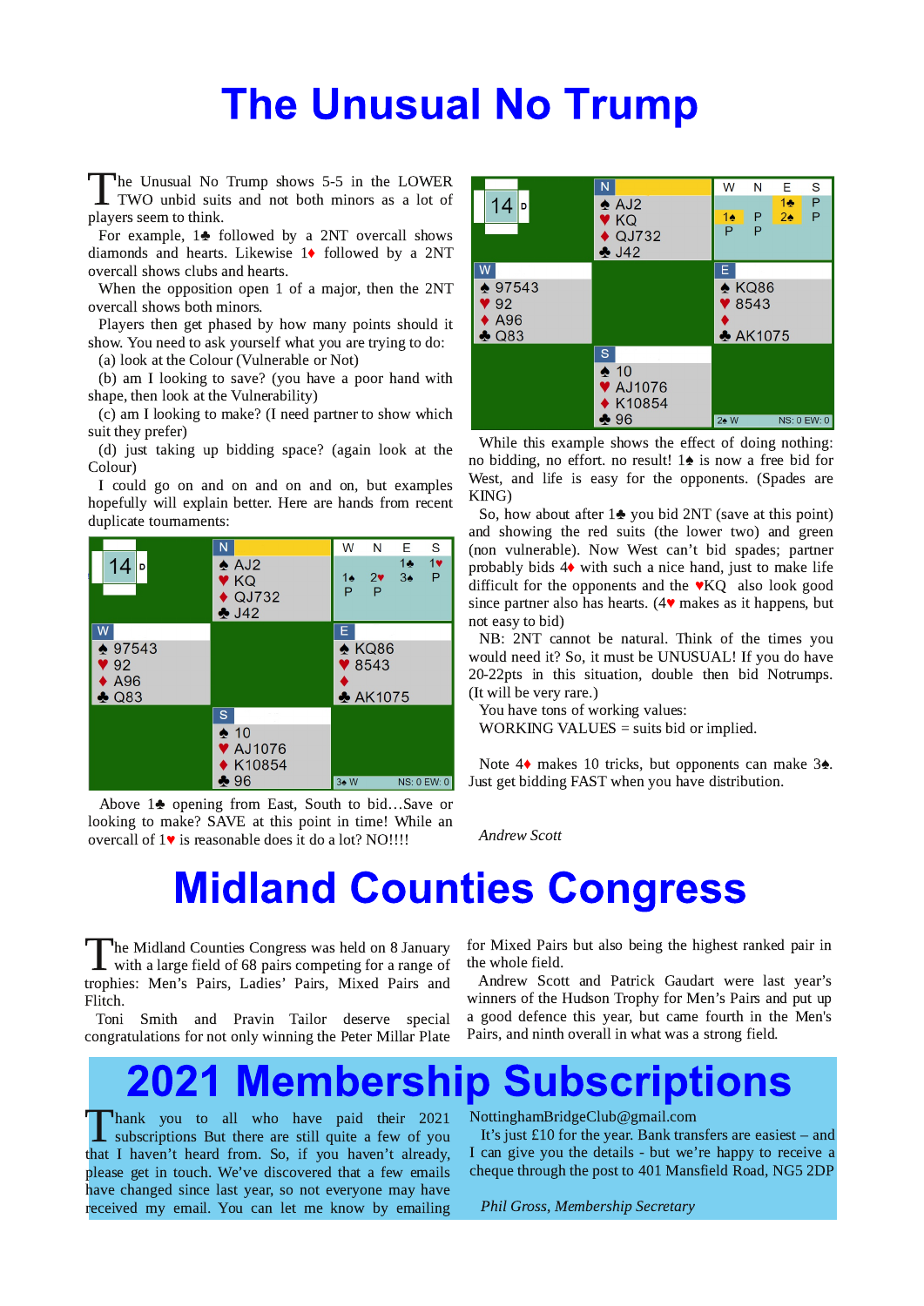# The Unusual No Trump

The Unusual No Trump shows 5-5 in the LOWER TWO unbid suits and not both minors as a lot of players seem to think.

For example, 1♣ followed by a 2NT overcall shows diamonds and hearts. Likewise 1♦ followed by a 2NT overcall shows clubs and hearts.

When the opposition open 1 of a major, then the 2NT overcall shows both minors.

Players then get phased by how many points should it show. You need to ask yourself what you are trying to do:

(a) look at the Colour (Vulnerable or Not)

(b) am I looking to save? (you have a poor hand with shape, then look at the Vulnerability)

(c) am I looking to make? (I need partner to show which suit they prefer)

(d) just taking up bidding space? (again look at the Colour)

I could go on and on and on and on, but examples hopefully will explain better. Here are hands from recent duplicate tournaments:

Board 14, Dealer E

| W | N | E | S |
|---|---|---|---|
| | | 1♣ | 1♥ |
| 1♠ | 2♥ | 3♠ | P |
| P | P | | |

North: ♠ AJ2 ♥ KQ ♦ QJ732 ♣ J42

West: ♠ 97543 ♥ 92 ♦ A96 ♣ Q83

East: ♠ KQ86 ♥ 8543 ♦ — ♣ AK1075

South: ♠ 10 ♥ AJ1076 ♦ K10854 ♣ 96

3♠ W — NS: 0 EW: 0

Above 1♣ opening from East, South to bid…Save or looking to make? SAVE at this point in time! While an overcall of 1♥ is reasonable does it do a lot? NO!!!!

Board 14, Dealer E

| W | N | E | S |
|---|---|---|---|
| | | 1♣ | P |
| 1♠ | P | 2♠ | P |
| P | P | | |

North: ♠ AJ2 ♥ KQ ♦ QJ732 ♣ J42

West: ♠ 97543 ♥ 92 ♦ A96 ♣ Q83

East: ♠ KQ86 ♥ 8543 ♦ — ♣ AK1075

South: ♠ 10 ♥ AJ1076 ♦ K10854 ♣ 96

2♠ W — NS: 0 EW: 0

While this example shows the effect of doing nothing: no bidding, no effort. no result! 1♠ is now a free bid for West, and life is easy for the opponents. (Spades are KING)

So, how about after 1♣ you bid 2NT (save at this point) and showing the red suits (the lower two) and green (non vulnerable). Now West can't bid spades; partner probably bids 4♦ with such a nice hand, just to make life difficult for the opponents and the ♥KQ also look good since partner also has hearts. (4♥ makes as it happens, but not easy to bid)

NB: 2NT cannot be natural. Think of the times you would need it? So, it must be UNUSUAL! If you do have 20-22pts in this situation, double then bid Notrumps. (It will be very rare.)

You have tons of working values:

WORKING VALUES = suits bid or implied.

Note 4♦ makes 10 tricks, but opponents can make 3♠. Just get bidding FAST when you have distribution.

*Andrew Scott*

# Midland Counties Congress

The Midland Counties Congress was held on 8 January with a large field of 68 pairs competing for a range of trophies: Men's Pairs, Ladies' Pairs, Mixed Pairs and Flitch.

Toni Smith and Pravin Tailor deserve special congratulations for not only winning the Peter Millar Plate for Mixed Pairs but also being the highest ranked pair in the whole field.

Andrew Scott and Patrick Gaudart were last year's winners of the Hudson Trophy for Men's Pairs and put up a good defence this year, but came fourth in the Men's Pairs, and ninth overall in what was a strong field.

# 2021 Membership Subscriptions

Thank you to all who have paid their 2021 subscriptions But there are still quite a few of you that I haven't heard from. So, if you haven't already, please get in touch. We've discovered that a few emails have changed since last year, so not everyone may have received my email. You can let me know by emailing NottinghamBridgeClub@gmail.com

It's just £10 for the year. Bank transfers are easiest – and I can give you the details - but we're happy to receive a cheque through the post to 401 Mansfield Road, NG5 2DP

*Phil Gross, Membership Secretary*